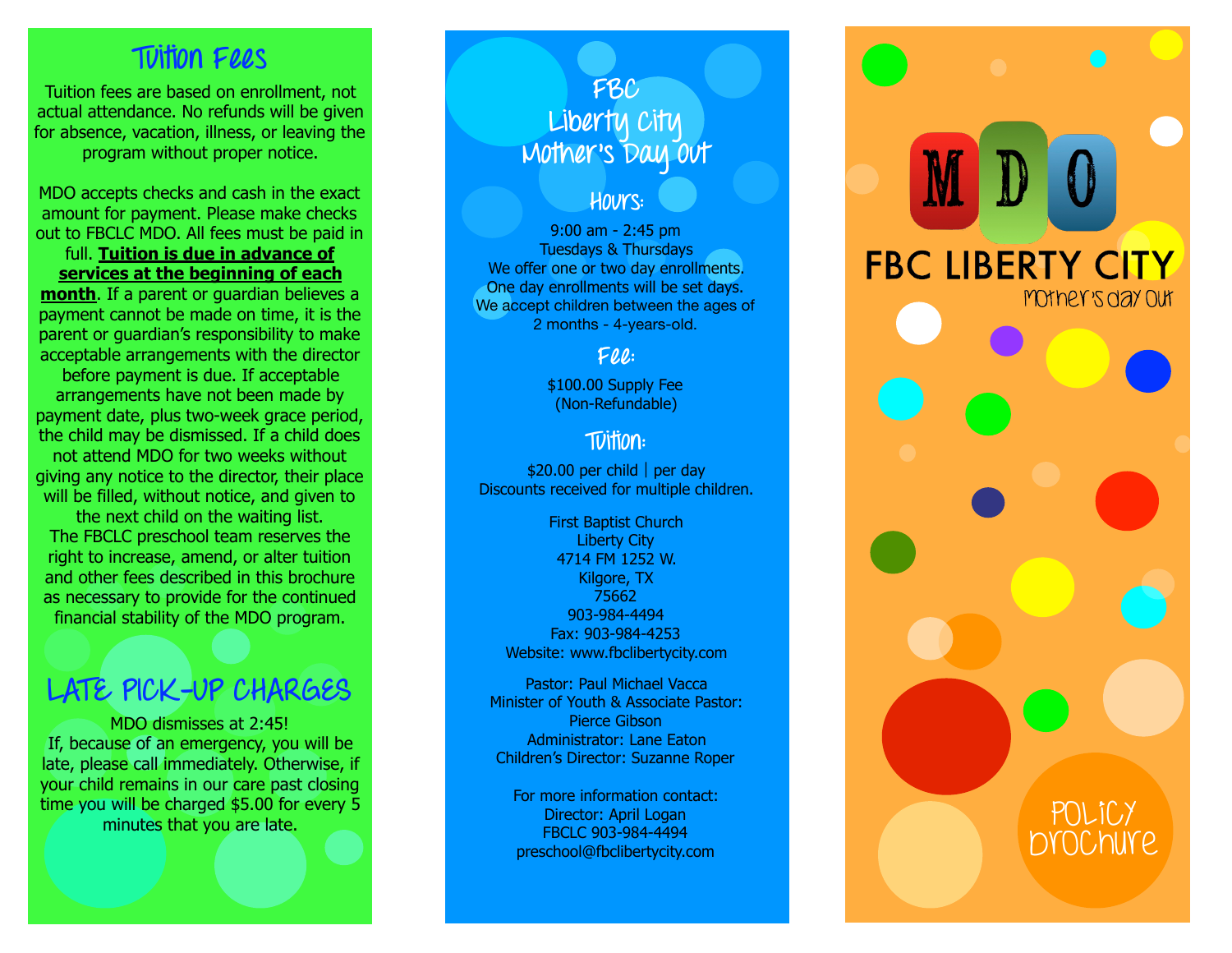## Tuition Fees

Tuition fees are based on enrollment, not actual attendance. No refunds will be given for absence, vacation, illness, or leaving the program without proper notice.

MDO accepts checks and cash in the exact amount for payment. Please make checks out to FBCLC MDO. All fees must be paid in full. **Tuition is due in advance of services at the beginning of each month**. If a parent or guardian believes a payment cannot be made on time, it is the parent or guardian's responsibility to make acceptable arrangements with the director before payment is due. If acceptable arrangements have not been made by payment date, plus two-week grace period, the child may be dismissed. If a child does not attend MDO for two weeks without giving any notice to the director, their place will be filled, without notice, and given to the next child on the waiting list. The FBCLC preschool team reserves the right to increase, amend, or alter tuition and other fees described in this brochure as necessary to provide for the continued financial stability of the MDO program.

## LATE PICK-UP CHARGES

MDO dismisses at 2:45! If, because of an emergency, you will be late, please call immediately. Otherwise, if your child remains in our care past closing time you will be charged $5.00 for every 5 minutes that you are late.

# FBC Liberty City Mother's Day Out

## Hours:

9:00 am - 2:45 pm
Tuesdays & Thursdays
We offer one or two day enrollments.
One day enrollments will be set days.
We accept children between the ages of 2 months - 4-years-old.

## Fee:

$100.00 Supply Fee
(Non-Refundable)

## Tuition:

$20.00 per child | per day
Discounts received for multiple children.

First Baptist Church
Liberty City
4714 FM 1252 W.
Kilgore, TX
75662
903-984-4494
Fax: 903-984-4253
Website: www.fbclibertycity.com

Pastor: Paul Michael Vacca
Minister of Youth & Associate Pastor: Pierce Gibson
Administrator: Lane Eaton
Children's Director: Suzanne Roper

For more information contact:
Director: April Logan
FBCLC 903-984-4494
preschool@fbclibertycity.com

# MDO

# FBC LIBERTY CITY

Mother's day out

## POLICY brochure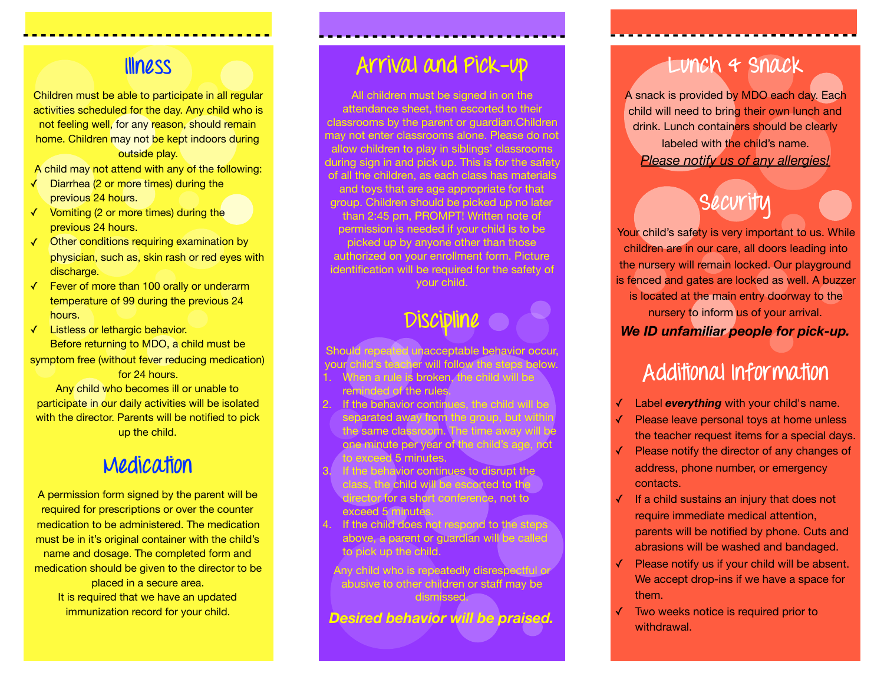## Illness

Children must be able to participate in all regular activities scheduled for the day. Any child who is not feeling well, for any reason, should remain home. Children may not be kept indoors during outside play.

A child may not attend with any of the following:

- ✓ Diarrhea (2 or more times) during the previous 24 hours.
- ✓ Vomiting (2 or more times) during the previous 24 hours.
- ✓ Other conditions requiring examination by physician, such as, skin rash or red eyes with discharge.
- ✓ Fever of more than 100 orally or underarm temperature of 99 during the previous 24 hours.
- ✓ Listless or lethargic behavior.

Before returning to MDO, a child must be symptom free (without fever reducing medication) for 24 hours.

Any child who becomes ill or unable to participate in our daily activities will be isolated with the director. Parents will be notified to pick up the child.

## Medication

A permission form signed by the parent will be required for prescriptions or over the counter medication to be administered. The medication must be in it's original container with the child's name and dosage. The completed form and medication should be given to the director to be placed in a secure area.

It is required that we have an updated immunization record for your child.

## Arrival and Pick-up

All children must be signed in on the attendance sheet, then escorted to their classrooms by the parent or guardian.Children may not enter classrooms alone. Please do not allow children to play in siblings' classrooms during sign in and pick up. This is for the safety of all the children, as each class has materials and toys that are age appropriate for that group. Children should be picked up no later than 2:45 pm, PROMPT! Written note of permission is needed if your child is to be picked up by anyone other than those authorized on your enrollment form. Picture identification will be required for the safety of your child.

## Discipline

Should repeated unacceptable behavior occur, your child's teacher will follow the steps below.

1. When a rule is broken, the child will be reminded of the rules.
2. If the behavior continues, the child will be separated away from the group, but within the same classroom. The time away will be one minute per year of the child's age, not to exceed 5 minutes.
3. If the behavior continues to disrupt the class, the child will be escorted to the director for a short conference, not to exceed 5 minutes.
4. If the child does not respond to the steps above, a parent or guardian will be called to pick up the child.

Any child who is repeatedly disrespectful or abusive to other children or staff may be dismissed.

***Desired behavior will be praised.***

## Lunch & Snack

A snack is provided by MDO each day. Each child will need to bring their own lunch and drink. Lunch containers should be clearly labeled with the child's name.

*Please notify us of any allergies!*

## Security

Your child's safety is very important to us. While children are in our care, all doors leading into the nursery will remain locked. Our playground is fenced and gates are locked as well. A buzzer is located at the main entry doorway to the nursery to inform us of your arrival.

***We ID unfamiliar people for pick-up.***

## Additional Information

- ✓ Label ***everything*** with your child's name.
- ✓ Please leave personal toys at home unless the teacher request items for a special days.
- ✓ Please notify the director of any changes of address, phone number, or emergency contacts.
- ✓ If a child sustains an injury that does not require immediate medical attention, parents will be notified by phone. Cuts and abrasions will be washed and bandaged.
- ✓ Please notify us if your child will be absent. We accept drop-ins if we have a space for them.
- ✓ Two weeks notice is required prior to withdrawal.